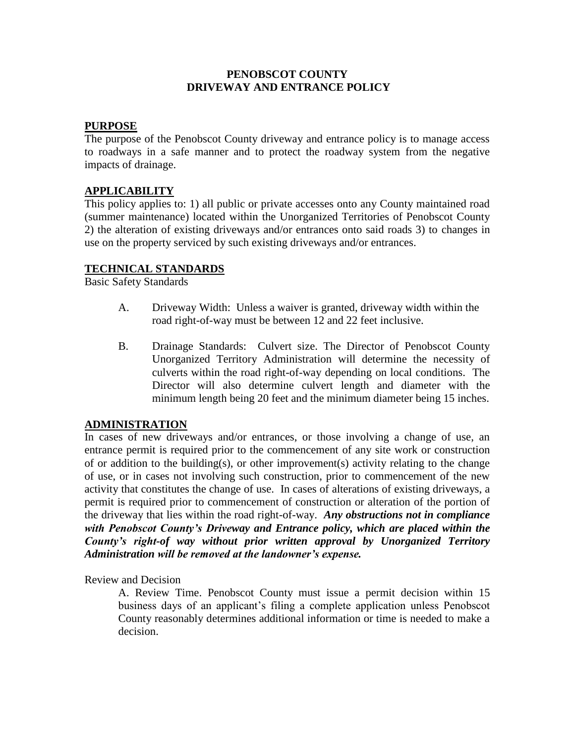# PENOBSCOT COUNTY
# DRIVEWAY AND ENTRANCE POLICY

## PURPOSE

The purpose of the Penobscot County driveway and entrance policy is to manage access to roadways in a safe manner and to protect the roadway system from the negative impacts of drainage.

## APPLICABILITY

This policy applies to: 1) all public or private accesses onto any County maintained road (summer maintenance) located within the Unorganized Territories of Penobscot County 2) the alteration of existing driveways and/or entrances onto said roads 3) to changes in use on the property serviced by such existing driveways and/or entrances.

## TECHNICAL STANDARDS

Basic Safety Standards

A. Driveway Width: Unless a waiver is granted, driveway width within the road right-of-way must be between 12 and 22 feet inclusive.

B. Drainage Standards: Culvert size. The Director of Penobscot County Unorganized Territory Administration will determine the necessity of culverts within the road right-of-way depending on local conditions. The Director will also determine culvert length and diameter with the minimum length being 20 feet and the minimum diameter being 15 inches.

## ADMINISTRATION

In cases of new driveways and/or entrances, or those involving a change of use, an entrance permit is required prior to the commencement of any site work or construction of or addition to the building(s), or other improvement(s) activity relating to the change of use, or in cases not involving such construction, prior to commencement of the new activity that constitutes the change of use. In cases of alterations of existing driveways, a permit is required prior to commencement of construction or alteration of the portion of the driveway that lies within the road right-of-way. ***Any obstructions not in compliance with Penobscot County's Driveway and Entrance policy, which are placed within the County's right-of way without prior written approval by Unorganized Territory Administration will be removed at the landowner's expense.***

Review and Decision

A. Review Time. Penobscot County must issue a permit decision within 15 business days of an applicant's filing a complete application unless Penobscot County reasonably determines additional information or time is needed to make a decision.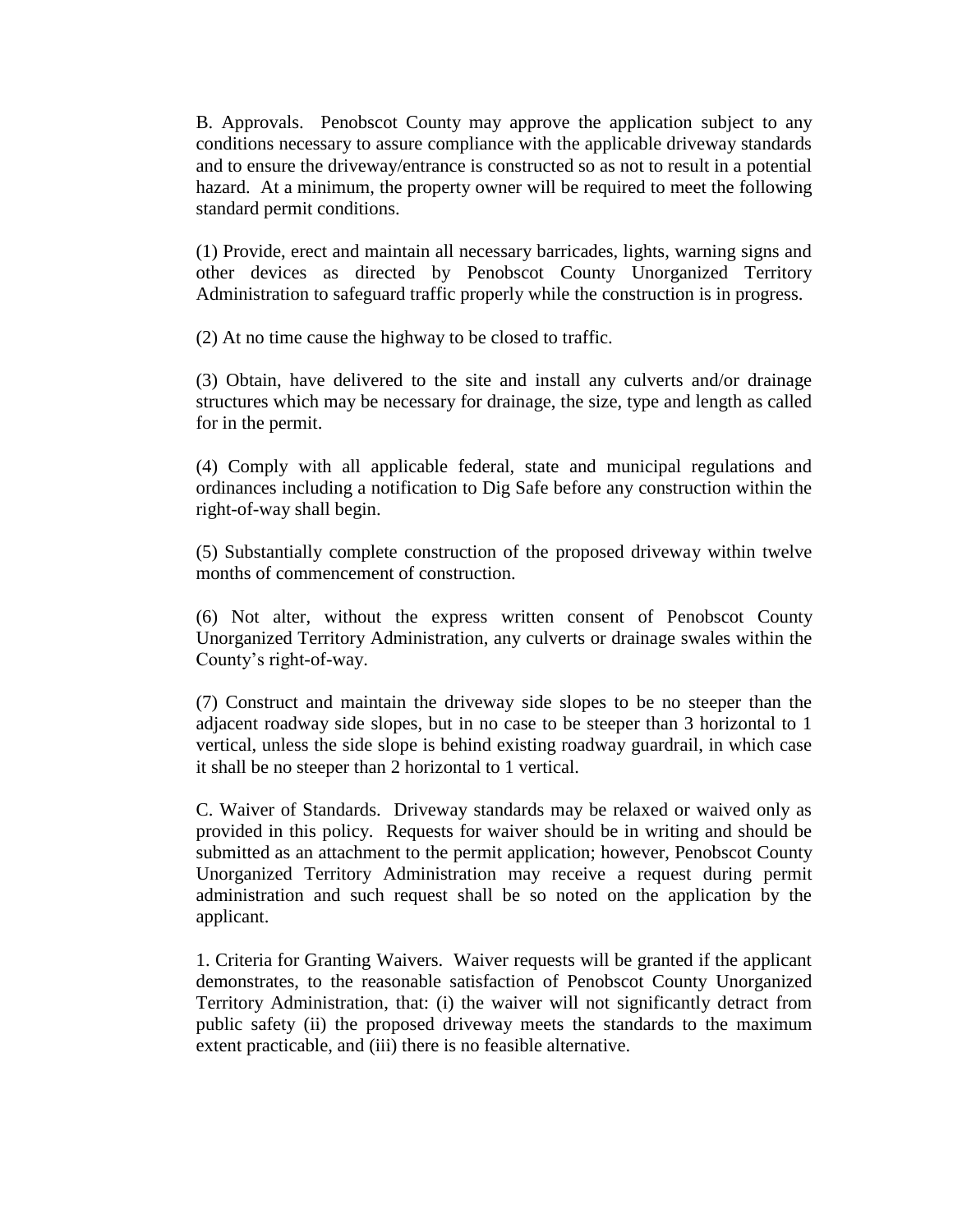B. Approvals. Penobscot County may approve the application subject to any conditions necessary to assure compliance with the applicable driveway standards and to ensure the driveway/entrance is constructed so as not to result in a potential hazard. At a minimum, the property owner will be required to meet the following standard permit conditions.

(1) Provide, erect and maintain all necessary barricades, lights, warning signs and other devices as directed by Penobscot County Unorganized Territory Administration to safeguard traffic properly while the construction is in progress.

(2) At no time cause the highway to be closed to traffic.

(3) Obtain, have delivered to the site and install any culverts and/or drainage structures which may be necessary for drainage, the size, type and length as called for in the permit.

(4) Comply with all applicable federal, state and municipal regulations and ordinances including a notification to Dig Safe before any construction within the right-of-way shall begin.

(5) Substantially complete construction of the proposed driveway within twelve months of commencement of construction.

(6) Not alter, without the express written consent of Penobscot County Unorganized Territory Administration, any culverts or drainage swales within the County's right-of-way.

(7) Construct and maintain the driveway side slopes to be no steeper than the adjacent roadway side slopes, but in no case to be steeper than 3 horizontal to 1 vertical, unless the side slope is behind existing roadway guardrail, in which case it shall be no steeper than 2 horizontal to 1 vertical.

C. Waiver of Standards. Driveway standards may be relaxed or waived only as provided in this policy. Requests for waiver should be in writing and should be submitted as an attachment to the permit application; however, Penobscot County Unorganized Territory Administration may receive a request during permit administration and such request shall be so noted on the application by the applicant.

1. Criteria for Granting Waivers. Waiver requests will be granted if the applicant demonstrates, to the reasonable satisfaction of Penobscot County Unorganized Territory Administration, that: (i) the waiver will not significantly detract from public safety (ii) the proposed driveway meets the standards to the maximum extent practicable, and (iii) there is no feasible alternative.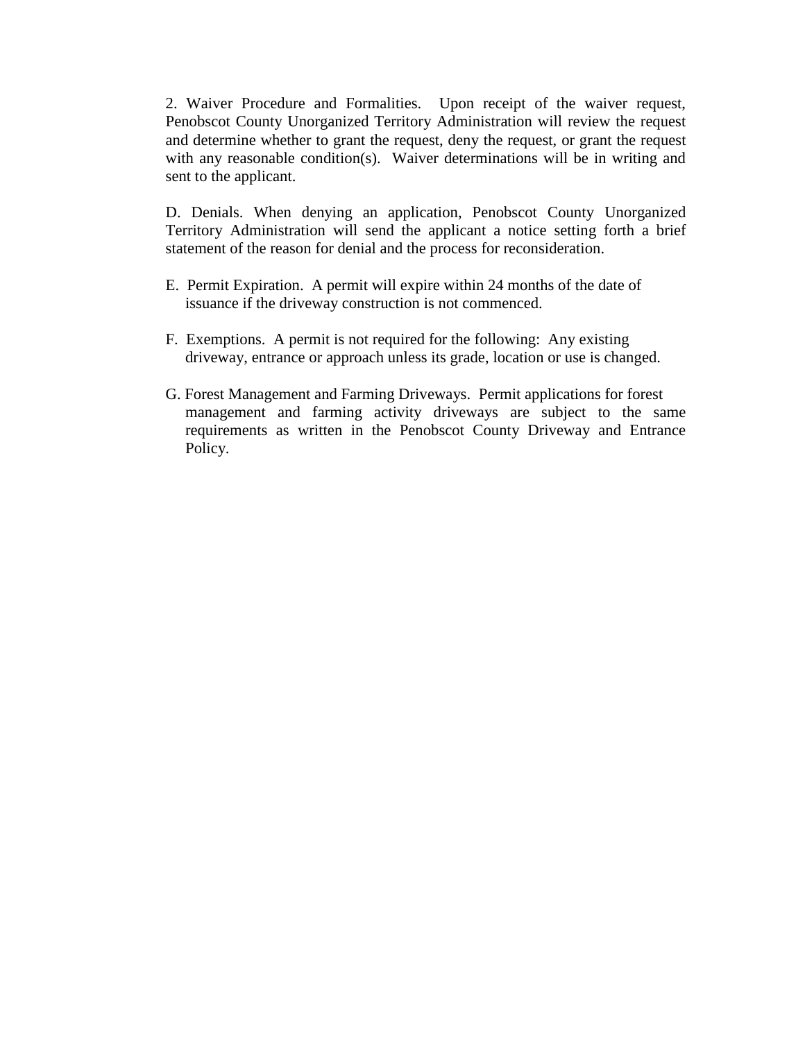2. Waiver Procedure and Formalities. Upon receipt of the waiver request, Penobscot County Unorganized Territory Administration will review the request and determine whether to grant the request, deny the request, or grant the request with any reasonable condition(s). Waiver determinations will be in writing and sent to the applicant.

D. Denials. When denying an application, Penobscot County Unorganized Territory Administration will send the applicant a notice setting forth a brief statement of the reason for denial and the process for reconsideration.

E. Permit Expiration. A permit will expire within 24 months of the date of issuance if the driveway construction is not commenced.

F. Exemptions. A permit is not required for the following: Any existing driveway, entrance or approach unless its grade, location or use is changed.

G. Forest Management and Farming Driveways. Permit applications for forest management and farming activity driveways are subject to the same requirements as written in the Penobscot County Driveway and Entrance Policy.